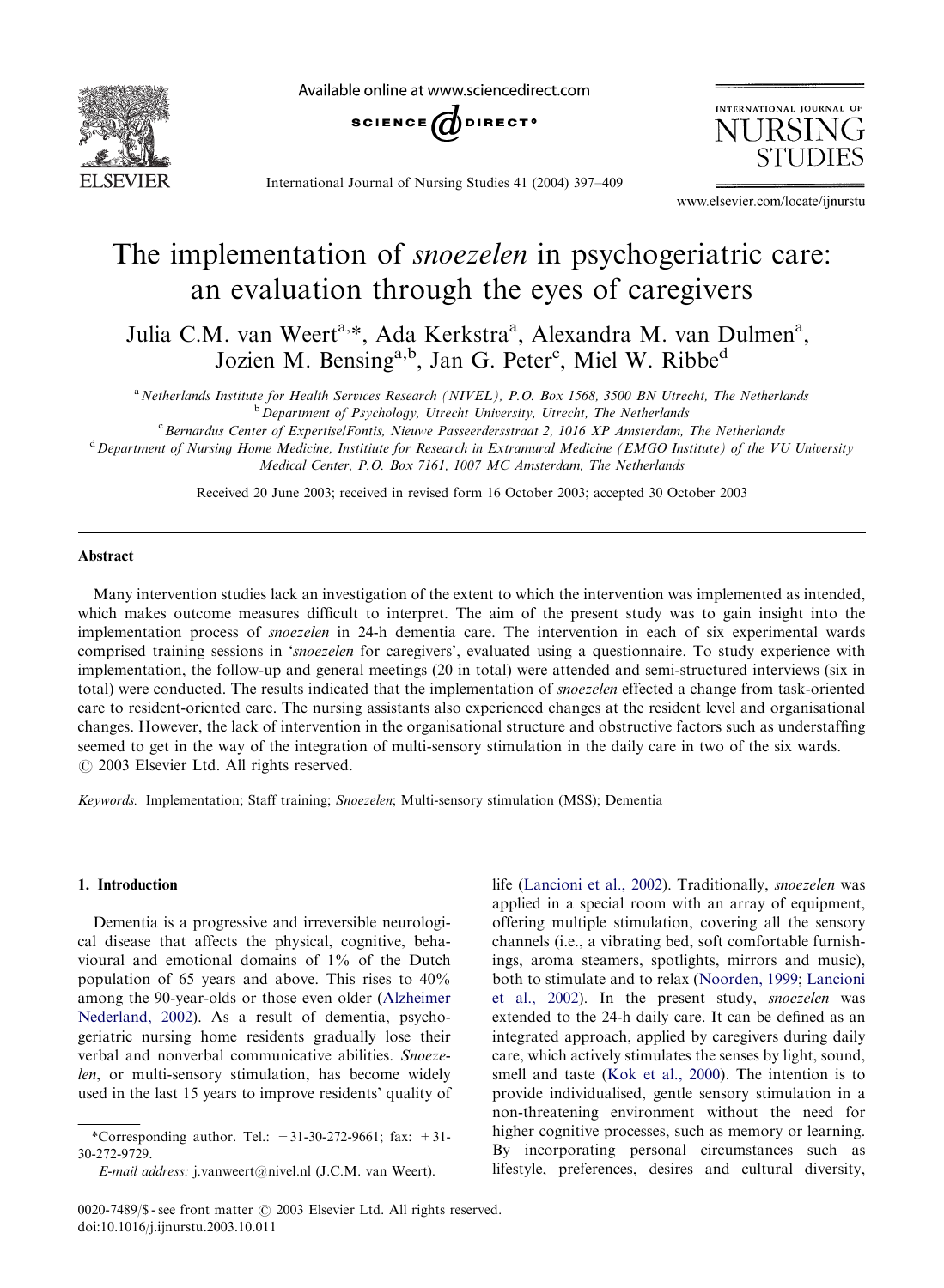# The implementation of *snoezelen* in psychogeriatric care: an evaluation through the eyes of caregivers

Julia C.M. van Weert[a,*], Ada Kerkstra[a], Alexandra M. van Dulmen[a], Jozien M. Bensing[a,b], Jan G. Peter[c], Miel W. Ribbe[d]

[a] Netherlands Institute for Health Services Research (NIVEL), P.O. Box 1568, 3500 BN Utrecht, The Netherlands
[b] Department of Psychology, Utrecht University, Utrecht, The Netherlands
[c] Bernardus Center of Expertise/Fontis, Nieuwe Passeerdersstraat 2, 1016 XP Amsterdam, The Netherlands
[d] Department of Nursing Home Medicine, Institiute for Research in Extramural Medicine (EMGO Institute) of the VU University Medical Center, P.O. Box 7161, 1007 MC Amsterdam, The Netherlands

Received 20 June 2003; received in revised form 16 October 2003; accepted 30 October 2003

## Abstract

Many intervention studies lack an investigation of the extent to which the intervention was implemented as intended, which makes outcome measures difficult to interpret. The aim of the present study was to gain insight into the implementation process of *snoezelen* in 24-h dementia care. The intervention in each of six experimental wards comprised training sessions in '*snoezelen* for caregivers', evaluated using a questionnaire. To study experience with implementation, the follow-up and general meetings (20 in total) were attended and semi-structured interviews (six in total) were conducted. The results indicated that the implementation of *snoezelen* effected a change from task-oriented care to resident-oriented care. The nursing assistants also experienced changes at the resident level and organisational changes. However, the lack of intervention in the organisational structure and obstructive factors such as understaffing seemed to get in the way of the integration of multi-sensory stimulation in the daily care in two of the six wards.
© 2003 Elsevier Ltd. All rights reserved.

*Keywords:* Implementation; Staff training; *Snoezelen*; Multi-sensory stimulation (MSS); Dementia

## 1. Introduction

Dementia is a progressive and irreversible neurological disease that affects the physical, cognitive, behavioural and emotional domains of 1% of the Dutch population of 65 years and above. This rises to 40% among the 90-year-olds or those even older (Alzheimer Nederland, 2002). As a result of dementia, psychogeriatric nursing home residents gradually lose their verbal and nonverbal communicative abilities. *Snoezelen*, or multi-sensory stimulation, has become widely used in the last 15 years to improve residents' quality of life (Lancioni et al., 2002). Traditionally, *snoezelen* was applied in a special room with an array of equipment, offering multiple stimulation, covering all the sensory channels (i.e., a vibrating bed, soft comfortable furnishings, aroma steamers, spotlights, mirrors and music), both to stimulate and to relax (Noorden, 1999; Lancioni et al., 2002). In the present study, *snoezelen* was extended to the 24-h daily care. It can be defined as an integrated approach, applied by caregivers during daily care, which actively stimulates the senses by light, sound, smell and taste (Kok et al., 2000). The intention is to provide individualised, gentle sensory stimulation in a non-threatening environment without the need for higher cognitive processes, such as memory or learning. By incorporating personal circumstances such as lifestyle, preferences, desires and cultural diversity,

*Corresponding author. Tel.: +31-30-272-9661; fax: +31-30-272-9729.
*E-mail address:* j.vanweert@nivel.nl (J.C.M. van Weert).

0020-7489/$ - see front matter © 2003 Elsevier Ltd. All rights reserved.
doi:10.1016/j.ijnurstu.2003.10.011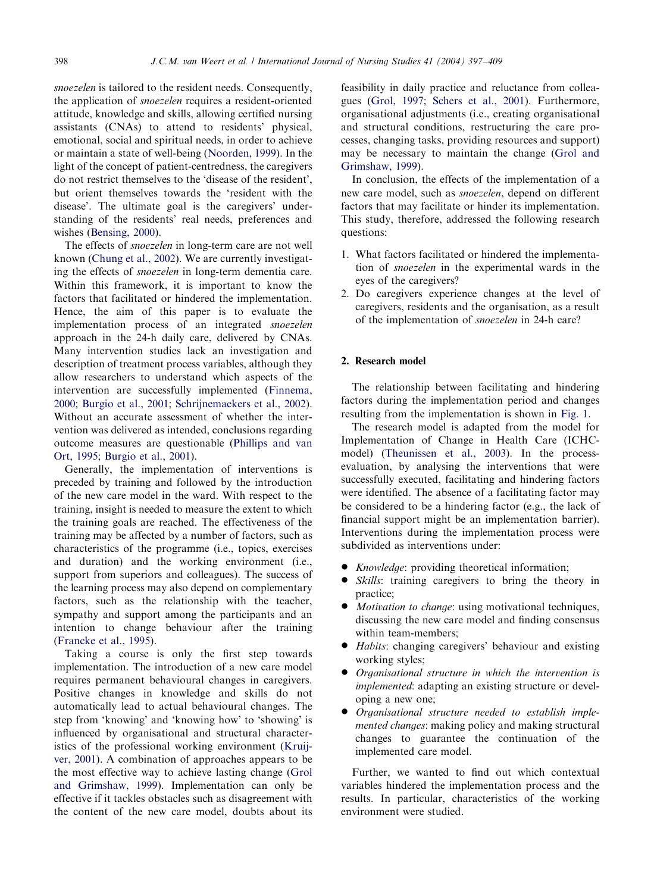*snoezelen* is tailored to the resident needs. Consequently, the application of *snoezelen* requires a resident-oriented attitude, knowledge and skills, allowing certified nursing assistants (CNAs) to attend to residents' physical, emotional, social and spiritual needs, in order to achieve or maintain a state of well-being (Noorden, 1999). In the light of the concept of patient-centredness, the caregivers do not restrict themselves to the 'disease of the resident', but orient themselves towards the 'resident with the disease'. The ultimate goal is the caregivers' understanding of the residents' real needs, preferences and wishes (Bensing, 2000).

The effects of *snoezelen* in long-term care are not well known (Chung et al., 2002). We are currently investigating the effects of *snoezelen* in long-term dementia care. Within this framework, it is important to know the factors that facilitated or hindered the implementation. Hence, the aim of this paper is to evaluate the implementation process of an integrated *snoezelen* approach in the 24-h daily care, delivered by CNAs. Many intervention studies lack an investigation and description of treatment process variables, although they allow researchers to understand which aspects of the intervention are successfully implemented (Finnema, 2000; Burgio et al., 2001; Schrijnemaekers et al., 2002). Without an accurate assessment of whether the intervention was delivered as intended, conclusions regarding outcome measures are questionable (Phillips and van Ort, 1995; Burgio et al., 2001).

Generally, the implementation of interventions is preceded by training and followed by the introduction of the new care model in the ward. With respect to the training, insight is needed to measure the extent to which the training goals are reached. The effectiveness of the training may be affected by a number of factors, such as characteristics of the programme (i.e., topics, exercises and duration) and the working environment (i.e., support from superiors and colleagues). The success of the learning process may also depend on complementary factors, such as the relationship with the teacher, sympathy and support among the participants and an intention to change behaviour after the training (Francke et al., 1995).

Taking a course is only the first step towards implementation. The introduction of a new care model requires permanent behavioural changes in caregivers. Positive changes in knowledge and skills do not automatically lead to actual behavioural changes. The step from 'knowing' and 'knowing how' to 'showing' is influenced by organisational and structural characteristics of the professional working environment (Kruijver, 2001). A combination of approaches appears to be the most effective way to achieve lasting change (Grol and Grimshaw, 1999). Implementation can only be effective if it tackles obstacles such as disagreement with the content of the new care model, doubts about its feasibility in daily practice and reluctance from colleagues (Grol, 1997; Schers et al., 2001). Furthermore, organisational adjustments (i.e., creating organisational and structural conditions, restructuring the care processes, changing tasks, providing resources and support) may be necessary to maintain the change (Grol and Grimshaw, 1999).

In conclusion, the effects of the implementation of a new care model, such as *snoezelen*, depend on different factors that may facilitate or hinder its implementation. This study, therefore, addressed the following research questions:

1. What factors facilitated or hindered the implementation of *snoezelen* in the experimental wards in the eyes of the caregivers?
2. Do caregivers experience changes at the level of caregivers, residents and the organisation, as a result of the implementation of *snoezelen* in 24-h care?

## 2. Research model

The relationship between facilitating and hindering factors during the implementation period and changes resulting from the implementation is shown in Fig. 1.

The research model is adapted from the model for Implementation of Change in Health Care (ICHC-model) (Theunissen et al., 2003). In the process-evaluation, by analysing the interventions that were successfully executed, facilitating and hindering factors were identified. The absence of a facilitating factor may be considered to be a hindering factor (e.g., the lack of financial support might be an implementation barrier). Interventions during the implementation process were subdivided as interventions under:

- *Knowledge*: providing theoretical information;
- *Skills*: training caregivers to bring the theory in practice;
- *Motivation to change*: using motivational techniques, discussing the new care model and finding consensus within team-members;
- *Habits*: changing caregivers' behaviour and existing working styles;
- *Organisational structure in which the intervention is implemented*: adapting an existing structure or developing a new one;
- *Organisational structure needed to establish implemented changes*: making policy and making structural changes to guarantee the continuation of the implemented care model.

Further, we wanted to find out which contextual variables hindered the implementation process and the results. In particular, characteristics of the working environment were studied.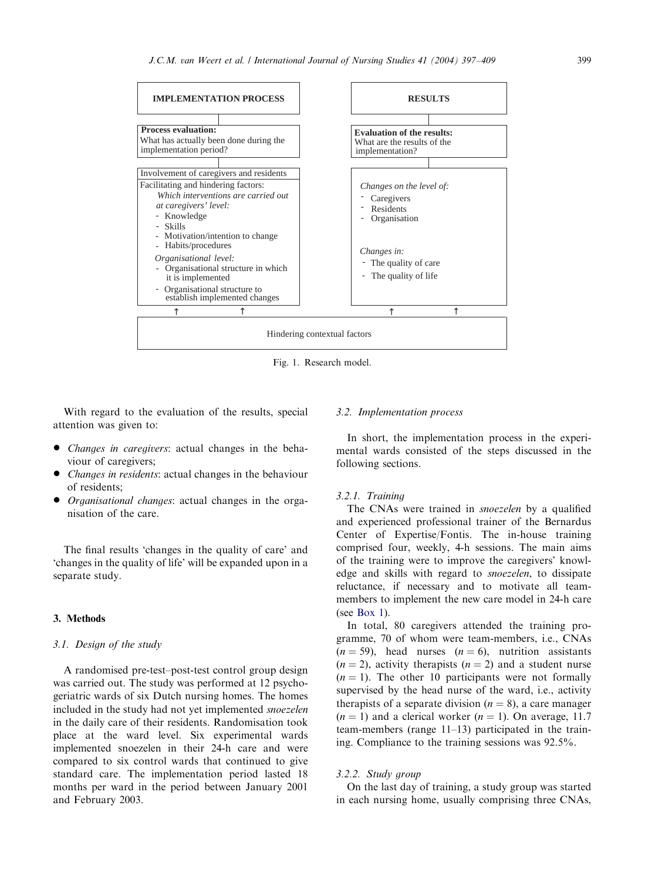| IMPLEMENTATION PROCESS | RESULTS |
|---|---|
| **Process evaluation:** What has actually been done during the implementation period? | **Evaluation of the results:** What are the results of the implementation? |
| Involvement of caregivers and residents<br>Facilitating and hindering factors:<br>*Which interventions are carried out at caregivers' level:*<br>- Knowledge<br>- Skills<br>- Motivation/intention to change<br>- Habits/procedures<br>*Organisational level:*<br>- Organisational structure in which it is implemented<br>- Organisational structure to establish implemented changes | *Changes on the level of:*<br>- Caregivers<br>- Residents<br>- Organisation<br>*Changes in:*<br>- The quality of care<br>- The quality of life |
| Hindering contextual factors | |

Fig. 1. Research model.

With regard to the evaluation of the results, special attention was given to:

- *Changes in caregivers*: actual changes in the behaviour of caregivers;
- *Changes in residents*: actual changes in the behaviour of residents;
- *Organisational changes*: actual changes in the organisation of the care.

The final results 'changes in the quality of care' and 'changes in the quality of life' will be expanded upon in a separate study.

## 3. Methods

### 3.1. Design of the study

A randomised pre-test–post-test control group design was carried out. The study was performed at 12 psychogeriatric wards of six Dutch nursing homes. The homes included in the study had not yet implemented *snoezelen* in the daily care of their residents. Randomisation took place at the ward level. Six experimental wards implemented snoezelen in their 24-h care and were compared to six control wards that continued to give standard care. The implementation period lasted 18 months per ward in the period between January 2001 and February 2003.

### 3.2. Implementation process

In short, the implementation process in the experimental wards consisted of the steps discussed in the following sections.

#### 3.2.1. Training

The CNAs were trained in *snoezelen* by a qualified and experienced professional trainer of the Bernardus Center of Expertise/Fontis. The in-house training comprised four, weekly, 4-h sessions. The main aims of the training were to improve the caregivers' knowledge and skills with regard to *snoezelen*, to dissipate reluctance, if necessary and to motivate all team-members to implement the new care model in 24-h care (see Box 1).

In total, 80 caregivers attended the training programme, 70 of whom were team-members, i.e., CNAs ($n = 59$), head nurses ($n = 6$), nutrition assistants ($n = 2$), activity therapists ($n = 2$) and a student nurse ($n = 1$). The other 10 participants were not formally supervised by the head nurse of the ward, i.e., activity therapists of a separate division ($n = 8$), a care manager ($n = 1$) and a clerical worker ($n = 1$). On average, 11.7 team-members (range 11–13) participated in the training. Compliance to the training sessions was 92.5%.

#### 3.2.2. Study group

On the last day of training, a study group was started in each nursing home, usually comprising three CNAs,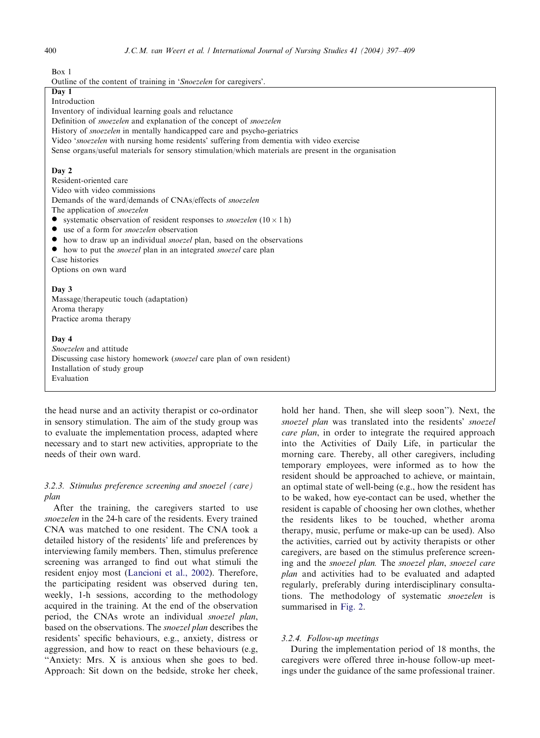Box 1

Outline of the content of training in '*Snoezelen* for caregivers'.

**Day 1**

Introduction

Inventory of individual learning goals and reluctance

Definition of *snoezelen* and explanation of the concept of *snoezelen*

History of *snoezelen* in mentally handicapped care and psycho-geriatrics

Video '*snoezelen* with nursing home residents' suffering from dementia with video exercise

Sense organs/useful materials for sensory stimulation/which materials are present in the organisation

**Day 2**

Resident-oriented care

Video with video commissions

Demands of the ward/demands of CNAs/effects of *snoezelen*

The application of *snoezelen*

- systematic observation of resident responses to *snoezelen* ($10 \times 1$ h)
- use of a form for *snoezelen* observation
- how to draw up an individual *snoezel* plan, based on the observations
- how to put the *snoezel* plan in an integrated *snoezel* care plan

Case histories

Options on own ward

**Day 3**

Massage/therapeutic touch (adaptation)

Aroma therapy

Practice aroma therapy

**Day 4**

*Snoezelen* and attitude

Discussing case history homework (*snoezel* care plan of own resident)

Installation of study group

Evaluation

the head nurse and an activity therapist or co-ordinator in sensory stimulation. The aim of the study group was to evaluate the implementation process, adapted where necessary and to start new activities, appropriate to the needs of their own ward.

### 3.2.3. Stimulus preference screening and snoezel (care) plan

After the training, the caregivers started to use *snoezelen* in the 24-h care of the residents. Every trained CNA was matched to one resident. The CNA took a detailed history of the residents' life and preferences by interviewing family members. Then, stimulus preference screening was arranged to find out what stimuli the resident enjoy most (Lancioni et al., 2002). Therefore, the participating resident was observed during ten, weekly, 1-h sessions, according to the methodology acquired in the training. At the end of the observation period, the CNAs wrote an individual *snoezel plan*, based on the observations. The *snoezel plan* describes the residents' specific behaviours, e.g., anxiety, distress or aggression, and how to react on these behaviours (e.g, "Anxiety: Mrs. X is anxious when she goes to bed. Approach: Sit down on the bedside, stroke her cheek, hold her hand. Then, she will sleep soon"). Next, the *snoezel plan* was translated into the residents' *snoezel care plan*, in order to integrate the required approach into the Activities of Daily Life, in particular the morning care. Thereby, all other caregivers, including temporary employees, were informed as to how the resident should be approached to achieve, or maintain, an optimal state of well-being (e.g., how the resident has to be waked, how eye-contact can be used, whether the resident is capable of choosing her own clothes, whether the residents likes to be touched, whether aroma therapy, music, perfume or make-up can be used). Also the activities, carried out by activity therapists or other caregivers, are based on the stimulus preference screening and the *snoezel plan.* The *snoezel plan*, *snoezel care plan* and activities had to be evaluated and adapted regularly, preferably during interdisciplinary consultations. The methodology of systematic *snoezelen* is summarised in Fig. 2.

### 3.2.4. Follow-up meetings

During the implementation period of 18 months, the caregivers were offered three in-house follow-up meetings under the guidance of the same professional trainer.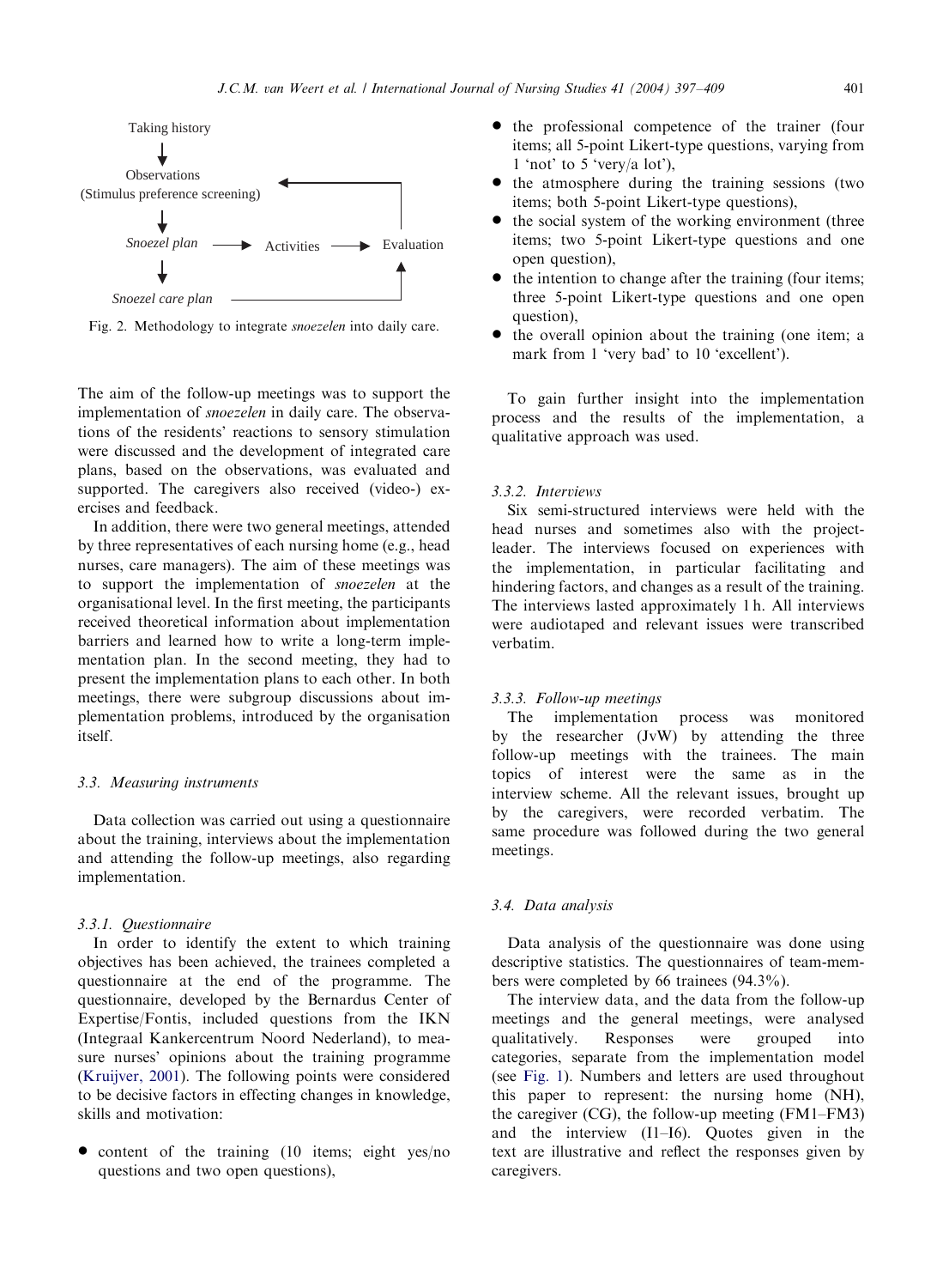Taking history

Observations (Stimulus preference screening)

*Snoezel plan* → Activities → Evaluation

*Snoezel care plan*

Fig. 2. Methodology to integrate *snoezelen* into daily care.

The aim of the follow-up meetings was to support the implementation of *snoezelen* in daily care. The observations of the residents' reactions to sensory stimulation were discussed and the development of integrated care plans, based on the observations, was evaluated and supported. The caregivers also received (video-) exercises and feedback.

In addition, there were two general meetings, attended by three representatives of each nursing home (e.g., head nurses, care managers). The aim of these meetings was to support the implementation of *snoezelen* at the organisational level. In the first meeting, the participants received theoretical information about implementation barriers and learned how to write a long-term implementation plan. In the second meeting, they had to present the implementation plans to each other. In both meetings, there were subgroup discussions about implementation problems, introduced by the organisation itself.

### 3.3. Measuring instruments

Data collection was carried out using a questionnaire about the training, interviews about the implementation and attending the follow-up meetings, also regarding implementation.

#### 3.3.1. Questionnaire

In order to identify the extent to which training objectives has been achieved, the trainees completed a questionnaire at the end of the programme. The questionnaire, developed by the Bernardus Center of Expertise/Fontis, included questions from the IKN (Integraal Kankercentrum Noord Nederland), to measure nurses' opinions about the training programme (Kruijver, 2001). The following points were considered to be decisive factors in effecting changes in knowledge, skills and motivation:

- content of the training (10 items; eight yes/no questions and two open questions),
- the professional competence of the trainer (four items; all 5-point Likert-type questions, varying from 1 'not' to 5 'very/a lot'),
- the atmosphere during the training sessions (two items; both 5-point Likert-type questions),
- the social system of the working environment (three items; two 5-point Likert-type questions and one open question),
- the intention to change after the training (four items; three 5-point Likert-type questions and one open question),
- the overall opinion about the training (one item; a mark from 1 'very bad' to 10 'excellent').

To gain further insight into the implementation process and the results of the implementation, a qualitative approach was used.

#### 3.3.2. Interviews

Six semi-structured interviews were held with the head nurses and sometimes also with the project-leader. The interviews focused on experiences with the implementation, in particular facilitating and hindering factors, and changes as a result of the training. The interviews lasted approximately 1 h. All interviews were audiotaped and relevant issues were transcribed verbatim.

#### 3.3.3. Follow-up meetings

The implementation process was monitored by the researcher (JvW) by attending the three follow-up meetings with the trainees. The main topics of interest were the same as in the interview scheme. All the relevant issues, brought up by the caregivers, were recorded verbatim. The same procedure was followed during the two general meetings.

### 3.4. Data analysis

Data analysis of the questionnaire was done using descriptive statistics. The questionnaires of team-members were completed by 66 trainees (94.3%).

The interview data, and the data from the follow-up meetings and the general meetings, were analysed qualitatively. Responses were grouped into categories, separate from the implementation model (see Fig. 1). Numbers and letters are used throughout this paper to represent: the nursing home (NH), the caregiver (CG), the follow-up meeting (FM1–FM3) and the interview (I1–I6). Quotes given in the text are illustrative and reflect the responses given by caregivers.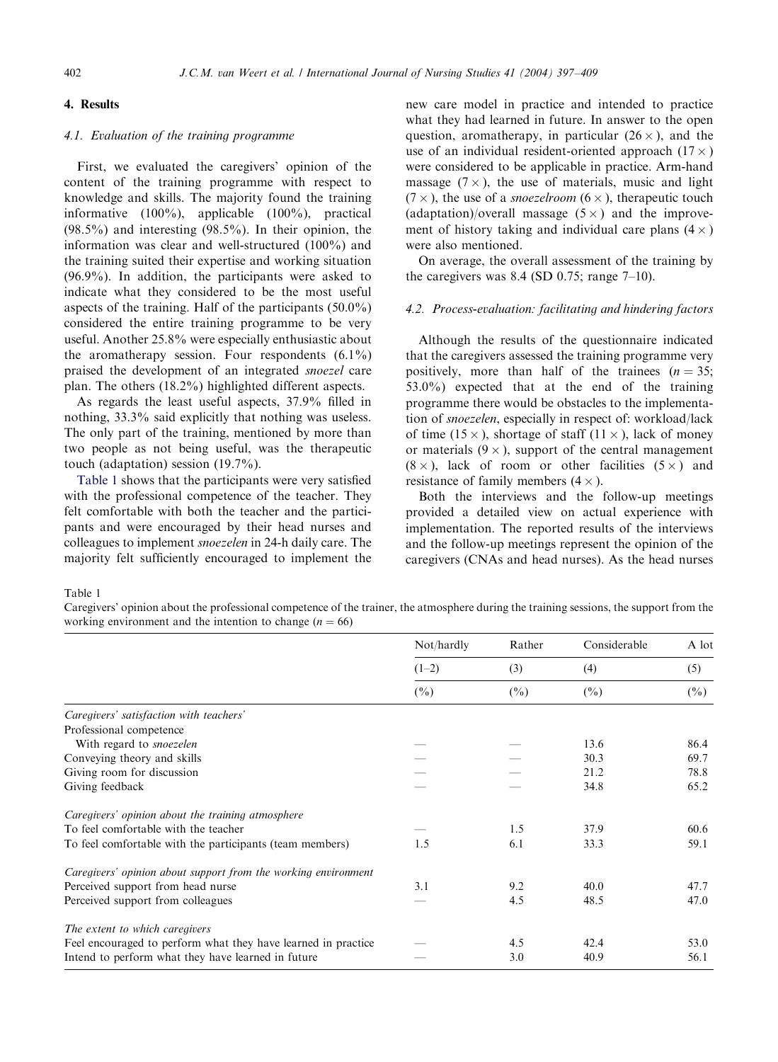## 4. Results

### 4.1. Evaluation of the training programme

First, we evaluated the caregivers' opinion of the content of the training programme with respect to knowledge and skills. The majority found the training informative (100%), applicable (100%), practical (98.5%) and interesting (98.5%). In their opinion, the information was clear and well-structured (100%) and the training suited their expertise and working situation (96.9%). In addition, the participants were asked to indicate what they considered to be the most useful aspects of the training. Half of the participants (50.0%) considered the entire training programme to be very useful. Another 25.8% were especially enthusiastic about the aromatherapy session. Four respondents (6.1%) praised the development of an integrated *snoezel* care plan. The others (18.2%) highlighted different aspects.

As regards the least useful aspects, 37.9% filled in nothing, 33.3% said explicitly that nothing was useless. The only part of the training, mentioned by more than two people as not being useful, was the therapeutic touch (adaptation) session (19.7%).

Table 1 shows that the participants were very satisfied with the professional competence of the teacher. They felt comfortable with both the teacher and the participants and were encouraged by their head nurses and colleagues to implement *snoezelen* in 24-h daily care. The majority felt sufficiently encouraged to implement the new care model in practice and intended to practice what they had learned in future. In answer to the open question, aromatherapy, in particular (26 ×), and the use of an individual resident-oriented approach (17 ×) were considered to be applicable in practice. Arm-hand massage (7 ×), the use of materials, music and light (7 ×), the use of a *snoezelroom* (6 ×), therapeutic touch (adaptation)/overall massage (5 ×) and the improvement of history taking and individual care plans (4 ×) were also mentioned.

On average, the overall assessment of the training by the caregivers was 8.4 (SD 0.75; range 7–10).

### 4.2. Process-evaluation: facilitating and hindering factors

Although the results of the questionnaire indicated that the caregivers assessed the training programme very positively, more than half of the trainees ($n = 35$; 53.0%) expected that at the end of the training programme there would be obstacles to the implementation of *snoezelen*, especially in respect of: workload/lack of time (15 ×), shortage of staff (11 ×), lack of money or materials (9 ×), support of the central management (8 ×), lack of room or other facilities (5 ×) and resistance of family members (4 ×).

Both the interviews and the follow-up meetings provided a detailed view on actual experience with implementation. The reported results of the interviews and the follow-up meetings represent the opinion of the caregivers (CNAs and head nurses). As the head nurses

Table 1
Caregivers' opinion about the professional competence of the trainer, the atmosphere during the training sessions, the support from the working environment and the intention to change ($n = 66$)

| | Not/hardly (1–2) (%) | Rather (3) (%) | Considerable (4) (%) | A lot (5) (%) |
|---|---|---|---|---|
| *Caregivers' satisfaction with teachers'* | | | | |
| Professional competence | | | | |
| With regard to *snoezelen* | — | — | 13.6 | 86.4 |
| Conveying theory and skills | — | — | 30.3 | 69.7 |
| Giving room for discussion | — | — | 21.2 | 78.8 |
| Giving feedback | — | — | 34.8 | 65.2 |
| *Caregivers' opinion about the training atmosphere* | | | | |
| To feel comfortable with the teacher | — | 1.5 | 37.9 | 60.6 |
| To feel comfortable with the participants (team members) | 1.5 | 6.1 | 33.3 | 59.1 |
| *Caregivers' opinion about support from the working environment* | | | | |
| Perceived support from head nurse | 3.1 | 9.2 | 40.0 | 47.7 |
| Perceived support from colleagues | — | 4.5 | 48.5 | 47.0 |
| *The extent to which caregivers* | | | | |
| Feel encouraged to perform what they have learned in practice | — | 4.5 | 42.4 | 53.0 |
| Intend to perform what they have learned in future | — | 3.0 | 40.9 | 56.1 |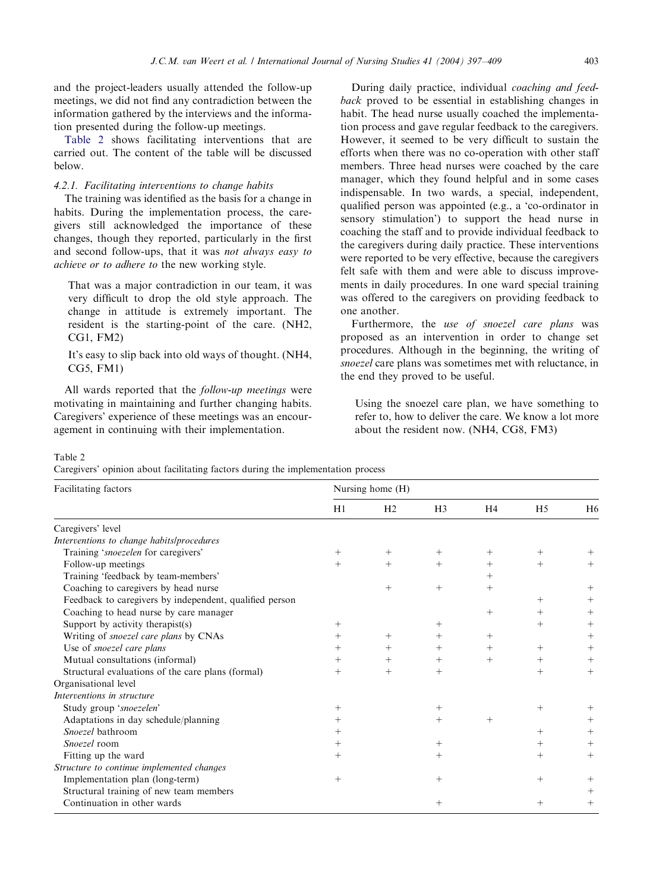and the project-leaders usually attended the follow-up meetings, we did not find any contradiction between the information gathered by the interviews and the information presented during the follow-up meetings.

Table 2 shows facilitating interventions that are carried out. The content of the table will be discussed below.

#### 4.2.1. Facilitating interventions to change habits

The training was identified as the basis for a change in habits. During the implementation process, the caregivers still acknowledged the importance of these changes, though they reported, particularly in the first and second follow-ups, that it was *not always easy to achieve or to adhere to* the new working style.

> That was a major contradiction in our team, it was very difficult to drop the old style approach. The change in attitude is extremely important. The resident is the starting-point of the care. (NH2, CG1, FM2)

> It's easy to slip back into old ways of thought. (NH4, CG5, FM1)

All wards reported that the *follow-up meetings* were motivating in maintaining and further changing habits. Caregivers' experience of these meetings was an encouragement in continuing with their implementation.

During daily practice, individual *coaching and feedback* proved to be essential in establishing changes in habit. The head nurse usually coached the implementation process and gave regular feedback to the caregivers. However, it seemed to be very difficult to sustain the efforts when there was no co-operation with other staff members. Three head nurses were coached by the care manager, which they found helpful and in some cases indispensable. In two wards, a special, independent, qualified person was appointed (e.g., a 'co-ordinator in sensory stimulation') to support the head nurse in coaching the staff and to provide individual feedback to the caregivers during daily practice. These interventions were reported to be very effective, because the caregivers felt safe with them and were able to discuss improvements in daily procedures. In one ward special training was offered to the caregivers on providing feedback to one another.

Furthermore, the *use of snoezel care plans* was proposed as an intervention in order to change set procedures. Although in the beginning, the writing of *snoezel* care plans was sometimes met with reluctance, in the end they proved to be useful.

> Using the snoezel care plan, we have something to refer to, how to deliver the care. We know a lot more about the resident now. (NH4, CG8, FM3)

Table 2
Caregivers' opinion about facilitating factors during the implementation process

| Facilitating factors | Nursing home (H) | | | | | |
|---|---|---|---|---|---|---|
| | H1 | H2 | H3 | H4 | H5 | H6 |
| Caregivers' level | | | | | | |
| *Interventions to change habits/procedures* | | | | | | |
| Training '*snoezelen* for caregivers' | + | + | + | + | + | + |
| Follow-up meetings | + | + | + | + | + | + |
| Training 'feedback by team-members' | | | | + | | |
| Coaching to caregivers by head nurse | | + | + | + | | + |
| Feedback to caregivers by independent, qualified person | | | | | + | + |
| Coaching to head nurse by care manager | | | | + | + | + |
| Support by activity therapist(s) | + | | + | | + | + |
| Writing of *snoezel care plans* by CNAs | + | + | + | + | | + |
| Use of *snoezel care plans* | + | + | + | + | + | + |
| Mutual consultations (informal) | + | + | + | + | + | + |
| Structural evaluations of the care plans (formal) | + | + | + | | + | + |
| Organisational level | | | | | | |
| *Interventions in structure* | | | | | | |
| Study group '*snoezelen*' | + | | + | | + | + |
| Adaptations in day schedule/planning | + | | + | + | | + |
| *Snoezel* bathroom | + | | | | + | + |
| *Snoezel* room | + | | + | | + | + |
| Fitting up the ward | + | | + | | + | + |
| *Structure to continue implemented changes* | | | | | | |
| Implementation plan (long-term) | + | | + | | + | + |
| Structural training of new team members | | | | | | + |
| Continuation in other wards | | | + | | + | + |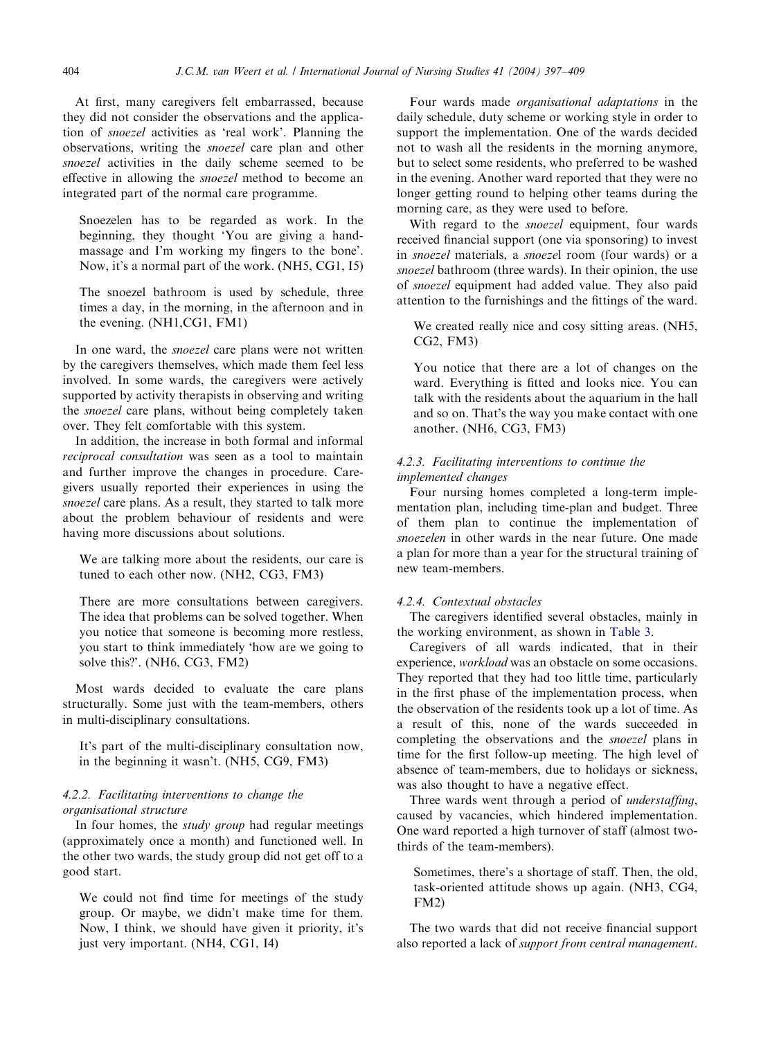At first, many caregivers felt embarrassed, because they did not consider the observations and the application of *snoezel* activities as 'real work'. Planning the observations, writing the *snoezel* care plan and other *snoezel* activities in the daily scheme seemed to be effective in allowing the *snoezel* method to become an integrated part of the normal care programme.

> Snoezelen has to be regarded as work. In the beginning, they thought 'You are giving a hand-massage and I'm working my fingers to the bone'. Now, it's a normal part of the work. (NH5, CG1, I5)

> The snoezel bathroom is used by schedule, three times a day, in the morning, in the afternoon and in the evening. (NH1,CG1, FM1)

In one ward, the *snoezel* care plans were not written by the caregivers themselves, which made them feel less involved. In some wards, the caregivers were actively supported by activity therapists in observing and writing the *snoezel* care plans, without being completely taken over. They felt comfortable with this system.

In addition, the increase in both formal and informal *reciprocal consultation* was seen as a tool to maintain and further improve the changes in procedure. Caregivers usually reported their experiences in using the *snoezel* care plans. As a result, they started to talk more about the problem behaviour of residents and were having more discussions about solutions.

> We are talking more about the residents, our care is tuned to each other now. (NH2, CG3, FM3)

> There are more consultations between caregivers. The idea that problems can be solved together. When you notice that someone is becoming more restless, you start to think immediately 'how are we going to solve this?'. (NH6, CG3, FM2)

Most wards decided to evaluate the care plans structurally. Some just with the team-members, others in multi-disciplinary consultations.

> It's part of the multi-disciplinary consultation now, in the beginning it wasn't. (NH5, CG9, FM3)

#### 4.2.2. Facilitating interventions to change the organisational structure

In four homes, the *study group* had regular meetings (approximately once a month) and functioned well. In the other two wards, the study group did not get off to a good start.

> We could not find time for meetings of the study group. Or maybe, we didn't make time for them. Now, I think, we should have given it priority, it's just very important. (NH4, CG1, I4)

Four wards made *organisational adaptations* in the daily schedule, duty scheme or working style in order to support the implementation. One of the wards decided not to wash all the residents in the morning anymore, but to select some residents, who preferred to be washed in the evening. Another ward reported that they were no longer getting round to helping other teams during the morning care, as they were used to before.

With regard to the *snoezel* equipment, four wards received financial support (one via sponsoring) to invest in *snoezel* materials, a *snoezel* room (four wards) or a *snoezel* bathroom (three wards). In their opinion, the use of *snoezel* equipment had added value. They also paid attention to the furnishings and the fittings of the ward.

> We created really nice and cosy sitting areas. (NH5, CG2, FM3)

> You notice that there are a lot of changes on the ward. Everything is fitted and looks nice. You can talk with the residents about the aquarium in the hall and so on. That's the way you make contact with one another. (NH6, CG3, FM3)

#### 4.2.3. Facilitating interventions to continue the implemented changes

Four nursing homes completed a long-term implementation plan, including time-plan and budget. Three of them plan to continue the implementation of *snoezelen* in other wards in the near future. One made a plan for more than a year for the structural training of new team-members.

#### 4.2.4. Contextual obstacles

The caregivers identified several obstacles, mainly in the working environment, as shown in Table 3.

Caregivers of all wards indicated, that in their experience, *workload* was an obstacle on some occasions. They reported that they had too little time, particularly in the first phase of the implementation process, when the observation of the residents took up a lot of time. As a result of this, none of the wards succeeded in completing the observations and the *snoezel* plans in time for the first follow-up meeting. The high level of absence of team-members, due to holidays or sickness, was also thought to have a negative effect.

Three wards went through a period of *understaffing*, caused by vacancies, which hindered implementation. One ward reported a high turnover of staff (almost two-thirds of the team-members).

> Sometimes, there's a shortage of staff. Then, the old, task-oriented attitude shows up again. (NH3, CG4, FM2)

The two wards that did not receive financial support also reported a lack of *support from central management*.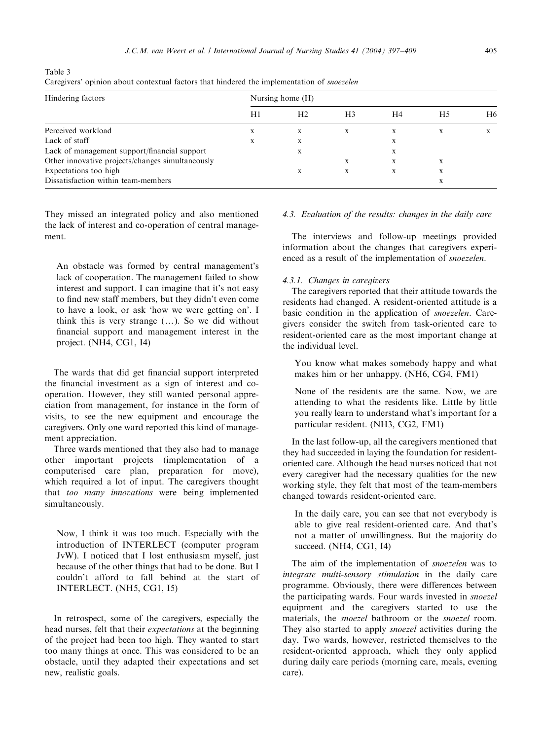Table 3
Caregivers' opinion about contextual factors that hindered the implementation of *snoezelen*

| Hindering factors | Nursing home (H) | | | | | |
|---|---|---|---|---|---|---|
| | H1 | H2 | H3 | H4 | H5 | H6 |
| Perceived workload | x | x | x | x | x | x |
| Lack of staff | x | x | | x | | |
| Lack of management support/financial support | | x | | x | | |
| Other innovative projects/changes simultaneously | | | x | x | x | |
| Expectations too high | | x | x | x | x | |
| Dissatisfaction within team-members | | | | | x | |

They missed an integrated policy and also mentioned the lack of interest and co-operation of central management.

> An obstacle was formed by central management's lack of cooperation. The management failed to show interest and support. I can imagine that it's not easy to find new staff members, but they didn't even come to have a look, or ask 'how we were getting on'. I think this is very strange (…). So we did without financial support and management interest in the project. (NH4, CG1, I4)

The wards that did get financial support interpreted the financial investment as a sign of interest and co-operation. However, they still wanted personal appreciation from management, for instance in the form of visits, to see the new equipment and encourage the caregivers. Only one ward reported this kind of management appreciation.

Three wards mentioned that they also had to manage other important projects (implementation of a computerised care plan, preparation for move), which required a lot of input. The caregivers thought that *too many innovations* were being implemented simultaneously.

> Now, I think it was too much. Especially with the introduction of INTERLECT (computer program JvW). I noticed that I lost enthusiasm myself, just because of the other things that had to be done. But I couldn't afford to fall behind at the start of INTERLECT. (NH5, CG1, I5)

In retrospect, some of the caregivers, especially the head nurses, felt that their *expectations* at the beginning of the project had been too high. They wanted to start too many things at once. This was considered to be an obstacle, until they adapted their expectations and set new, realistic goals.

### 4.3. Evaluation of the results: changes in the daily care

The interviews and follow-up meetings provided information about the changes that caregivers experienced as a result of the implementation of *snoezelen*.

#### 4.3.1. Changes in caregivers

The caregivers reported that their attitude towards the residents had changed. A resident-oriented attitude is a basic condition in the application of *snoezelen*. Caregivers consider the switch from task-oriented care to resident-oriented care as the most important change at the individual level.

> You know what makes somebody happy and what makes him or her unhappy. (NH6, CG4, FM1)

> None of the residents are the same. Now, we are attending to what the residents like. Little by little you really learn to understand what's important for a particular resident. (NH3, CG2, FM1)

In the last follow-up, all the caregivers mentioned that they had succeeded in laying the foundation for resident-oriented care. Although the head nurses noticed that not every caregiver had the necessary qualities for the new working style, they felt that most of the team-members changed towards resident-oriented care.

> In the daily care, you can see that not everybody is able to give real resident-oriented care. And that's not a matter of unwillingness. But the majority do succeed. (NH4, CG1, I4)

The aim of the implementation of *snoezelen* was to *integrate multi-sensory stimulation* in the daily care programme. Obviously, there were differences between the participating wards. Four wards invested in *snoezel* equipment and the caregivers started to use the materials, the *snoezel* bathroom or the *snoezel* room. They also started to apply *snoezel* activities during the day. Two wards, however, restricted themselves to the resident-oriented approach, which they only applied during daily care periods (morning care, meals, evening care).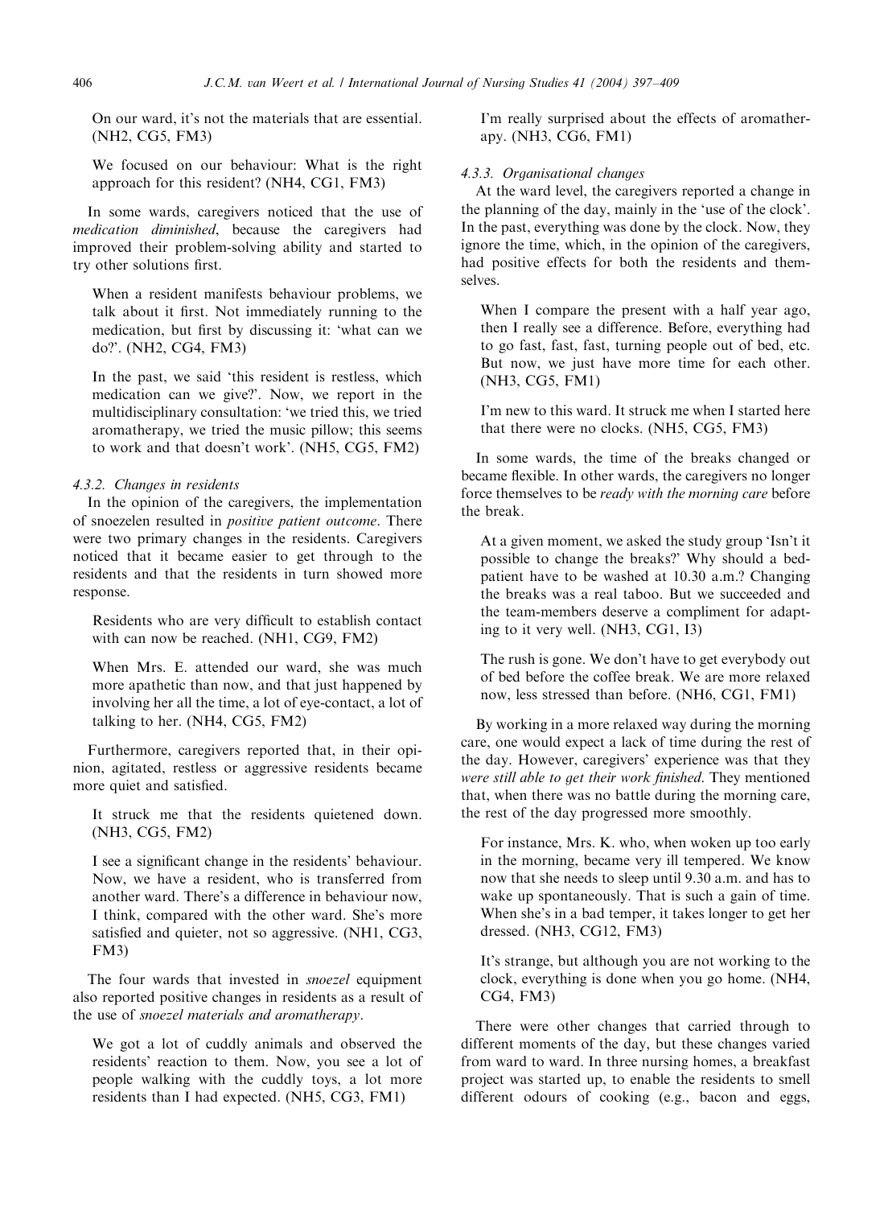On our ward, it's not the materials that are essential. (NH2, CG5, FM3)

We focused on our behaviour: What is the right approach for this resident? (NH4, CG1, FM3)

In some wards, caregivers noticed that the use of *medication diminished*, because the caregivers had improved their problem-solving ability and started to try other solutions first.

When a resident manifests behaviour problems, we talk about it first. Not immediately running to the medication, but first by discussing it: 'what can we do?'. (NH2, CG4, FM3)

In the past, we said 'this resident is restless, which medication can we give?'. Now, we report in the multidisciplinary consultation: 'we tried this, we tried aromatherapy, we tried the music pillow; this seems to work and that doesn't work'. (NH5, CG5, FM2)

#### 4.3.2. Changes in residents

In the opinion of the caregivers, the implementation of snoezelen resulted in *positive patient outcome*. There were two primary changes in the residents. Caregivers noticed that it became easier to get through to the residents and that the residents in turn showed more response.

Residents who are very difficult to establish contact with can now be reached. (NH1, CG9, FM2)

When Mrs. E. attended our ward, she was much more apathetic than now, and that just happened by involving her all the time, a lot of eye-contact, a lot of talking to her. (NH4, CG5, FM2)

Furthermore, caregivers reported that, in their opinion, agitated, restless or aggressive residents became more quiet and satisfied.

It struck me that the residents quietened down. (NH3, CG5, FM2)

I see a significant change in the residents' behaviour. Now, we have a resident, who is transferred from another ward. There's a difference in behaviour now, I think, compared with the other ward. She's more satisfied and quieter, not so aggressive. (NH1, CG3, FM3)

The four wards that invested in *snoezel* equipment also reported positive changes in residents as a result of the use of *snoezel materials and aromatherapy*.

We got a lot of cuddly animals and observed the residents' reaction to them. Now, you see a lot of people walking with the cuddly toys, a lot more residents than I had expected. (NH5, CG3, FM1)

I'm really surprised about the effects of aromatherapy. (NH3, CG6, FM1)

#### 4.3.3. Organisational changes

At the ward level, the caregivers reported a change in the planning of the day, mainly in the 'use of the clock'. In the past, everything was done by the clock. Now, they ignore the time, which, in the opinion of the caregivers, had positive effects for both the residents and themselves.

When I compare the present with a half year ago, then I really see a difference. Before, everything had to go fast, fast, fast, turning people out of bed, etc. But now, we just have more time for each other. (NH3, CG5, FM1)

I'm new to this ward. It struck me when I started here that there were no clocks. (NH5, CG5, FM3)

In some wards, the time of the breaks changed or became flexible. In other wards, the caregivers no longer force themselves to be *ready with the morning care* before the break.

At a given moment, we asked the study group 'Isn't it possible to change the breaks?' Why should a bed-patient have to be washed at 10.30 a.m.? Changing the breaks was a real taboo. But we succeeded and the team-members deserve a compliment for adapting to it very well. (NH3, CG1, I3)

The rush is gone. We don't have to get everybody out of bed before the coffee break. We are more relaxed now, less stressed than before. (NH6, CG1, FM1)

By working in a more relaxed way during the morning care, one would expect a lack of time during the rest of the day. However, caregivers' experience was that they *were still able to get their work finished*. They mentioned that, when there was no battle during the morning care, the rest of the day progressed more smoothly.

For instance, Mrs. K. who, when woken up too early in the morning, became very ill tempered. We know now that she needs to sleep until 9.30 a.m. and has to wake up spontaneously. That is such a gain of time. When she's in a bad temper, it takes longer to get her dressed. (NH3, CG12, FM3)

It's strange, but although you are not working to the clock, everything is done when you go home. (NH4, CG4, FM3)

There were other changes that carried through to different moments of the day, but these changes varied from ward to ward. In three nursing homes, a breakfast project was started up, to enable the residents to smell different odours of cooking (e.g., bacon and eggs,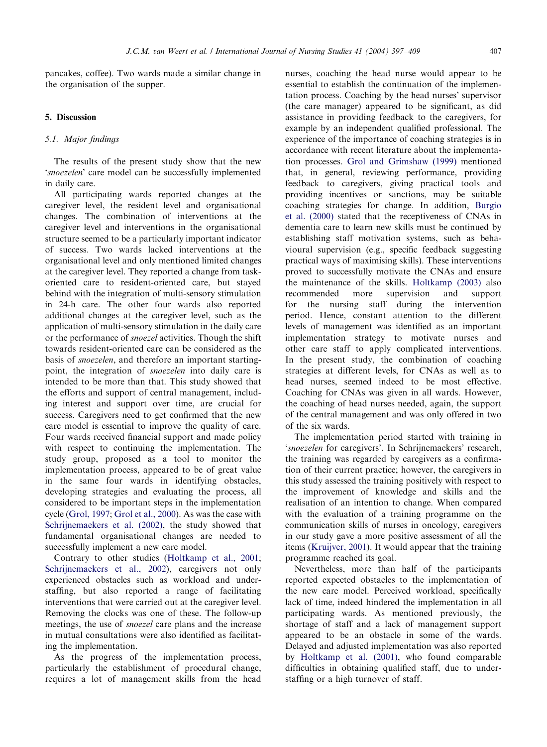pancakes, coffee). Two wards made a similar change in the organisation of the supper.

## 5. Discussion

### 5.1. Major findings

The results of the present study show that the new '*snoezelen*' care model can be successfully implemented in daily care.

All participating wards reported changes at the caregiver level, the resident level and organisational changes. The combination of interventions at the caregiver level and interventions in the organisational structure seemed to be a particularly important indicator of success. Two wards lacked interventions at the organisational level and only mentioned limited changes at the caregiver level. They reported a change from task-oriented care to resident-oriented care, but stayed behind with the integration of multi-sensory stimulation in 24-h care. The other four wards also reported additional changes at the caregiver level, such as the application of multi-sensory stimulation in the daily care or the performance of *snoezel* activities. Though the shift towards resident-oriented care can be considered as the basis of *snoezelen*, and therefore an important starting-point, the integration of *snoezelen* into daily care is intended to be more than that. This study showed that the efforts and support of central management, including interest and support over time, are crucial for success. Caregivers need to get confirmed that the new care model is essential to improve the quality of care. Four wards received financial support and made policy with respect to continuing the implementation. The study group, proposed as a tool to monitor the implementation process, appeared to be of great value in the same four wards in identifying obstacles, developing strategies and evaluating the process, all considered to be important steps in the implementation cycle (Grol, 1997; Grol et al., 2000). As was the case with Schrijnemaekers et al. (2002), the study showed that fundamental organisational changes are needed to successfully implement a new care model.

Contrary to other studies (Holtkamp et al., 2001; Schrijnemaekers et al., 2002), caregivers not only experienced obstacles such as workload and understaffing, but also reported a range of facilitating interventions that were carried out at the caregiver level. Removing the clocks was one of these. The follow-up meetings, the use of *snoezel* care plans and the increase in mutual consultations were also identified as facilitating the implementation.

As the progress of the implementation process, particularly the establishment of procedural change, requires a lot of management skills from the head nurses, coaching the head nurse would appear to be essential to establish the continuation of the implementation process. Coaching by the head nurses' supervisor (the care manager) appeared to be significant, as did assistance in providing feedback to the caregivers, for example by an independent qualified professional. The experience of the importance of coaching strategies is in accordance with recent literature about the implementation processes. Grol and Grimshaw (1999) mentioned that, in general, reviewing performance, providing feedback to caregivers, giving practical tools and providing incentives or sanctions, may be suitable coaching strategies for change. In addition, Burgio et al. (2000) stated that the receptiveness of CNAs in dementia care to learn new skills must be continued by establishing staff motivation systems, such as behavioural supervision (e.g., specific feedback suggesting practical ways of maximising skills). These interventions proved to successfully motivate the CNAs and ensure the maintenance of the skills. Holtkamp (2003) also recommended more supervision and support for the nursing staff during the intervention period. Hence, constant attention to the different levels of management was identified as an important implementation strategy to motivate nurses and other care staff to apply complicated interventions. In the present study, the combination of coaching strategies at different levels, for CNAs as well as to head nurses, seemed indeed to be most effective. Coaching for CNAs was given in all wards. However, the coaching of head nurses needed, again, the support of the central management and was only offered in two of the six wards.

The implementation period started with training in '*snoezelen* for caregivers'. In Schrijnemaekers' research, the training was regarded by caregivers as a confirmation of their current practice; however, the caregivers in this study assessed the training positively with respect to the improvement of knowledge and skills and the realisation of an intention to change. When compared with the evaluation of a training programme on the communication skills of nurses in oncology, caregivers in our study gave a more positive assessment of all the items (Kruijver, 2001). It would appear that the training programme reached its goal.

Nevertheless, more than half of the participants reported expected obstacles to the implementation of the new care model. Perceived workload, specifically lack of time, indeed hindered the implementation in all participating wards. As mentioned previously, the shortage of staff and a lack of management support appeared to be an obstacle in some of the wards. Delayed and adjusted implementation was also reported by Holtkamp et al. (2001), who found comparable difficulties in obtaining qualified staff, due to understaffing or a high turnover of staff.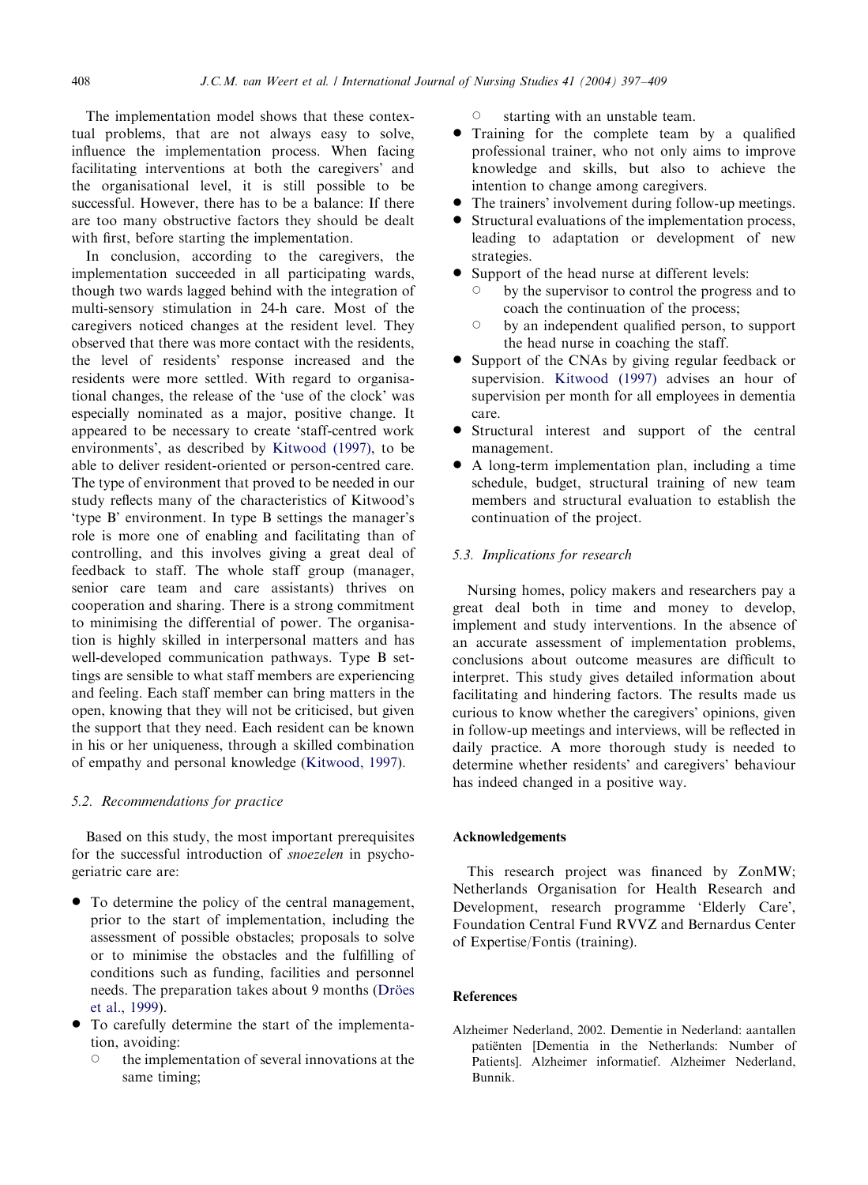The implementation model shows that these contextual problems, that are not always easy to solve, influence the implementation process. When facing facilitating interventions at both the caregivers' and the organisational level, it is still possible to be successful. However, there has to be a balance: If there are too many obstructive factors they should be dealt with first, before starting the implementation.

In conclusion, according to the caregivers, the implementation succeeded in all participating wards, though two wards lagged behind with the integration of multi-sensory stimulation in 24-h care. Most of the caregivers noticed changes at the resident level. They observed that there was more contact with the residents, the level of residents' response increased and the residents were more settled. With regard to organisational changes, the release of the 'use of the clock' was especially nominated as a major, positive change. It appeared to be necessary to create 'staff-centred work environments', as described by Kitwood (1997), to be able to deliver resident-oriented or person-centred care. The type of environment that proved to be needed in our study reflects many of the characteristics of Kitwood's 'type B' environment. In type B settings the manager's role is more one of enabling and facilitating than of controlling, and this involves giving a great deal of feedback to staff. The whole staff group (manager, senior care team and care assistants) thrives on cooperation and sharing. There is a strong commitment to minimising the differential of power. The organisation is highly skilled in interpersonal matters and has well-developed communication pathways. Type B settings are sensible to what staff members are experiencing and feeling. Each staff member can bring matters in the open, knowing that they will not be criticised, but given the support that they need. Each resident can be known in his or her uniqueness, through a skilled combination of empathy and personal knowledge (Kitwood, 1997).

### 5.2. Recommendations for practice

Based on this study, the most important prerequisites for the successful introduction of *snoezelen* in psychogeriatric care are:

- To determine the policy of the central management, prior to the start of implementation, including the assessment of possible obstacles; proposals to solve or to minimise the obstacles and the fulfilling of conditions such as funding, facilities and personnel needs. The preparation takes about 9 months (Dröes et al., 1999).
- To carefully determine the start of the implementation, avoiding:
  - the implementation of several innovations at the same timing;
  - starting with an unstable team.
- Training for the complete team by a qualified professional trainer, who not only aims to improve knowledge and skills, but also to achieve the intention to change among caregivers.
- The trainers' involvement during follow-up meetings.
- Structural evaluations of the implementation process, leading to adaptation or development of new strategies.
- Support of the head nurse at different levels:
  - by the supervisor to control the progress and to coach the continuation of the process;
  - by an independent qualified person, to support the head nurse in coaching the staff.
- Support of the CNAs by giving regular feedback or supervision. Kitwood (1997) advises an hour of supervision per month for all employees in dementia care.
- Structural interest and support of the central management.
- A long-term implementation plan, including a time schedule, budget, structural training of new team members and structural evaluation to establish the continuation of the project.

### 5.3. Implications for research

Nursing homes, policy makers and researchers pay a great deal both in time and money to develop, implement and study interventions. In the absence of an accurate assessment of implementation problems, conclusions about outcome measures are difficult to interpret. This study gives detailed information about facilitating and hindering factors. The results made us curious to know whether the caregivers' opinions, given in follow-up meetings and interviews, will be reflected in daily practice. A more thorough study is needed to determine whether residents' and caregivers' behaviour has indeed changed in a positive way.

## Acknowledgements

This research project was financed by ZonMW; Netherlands Organisation for Health Research and Development, research programme 'Elderly Care', Foundation Central Fund RVVZ and Bernardus Center of Expertise/Fontis (training).

## References

Alzheimer Nederland, 2002. Dementie in Nederland: aantallen patiënten [Dementia in the Netherlands: Number of Patients]. Alzheimer informatief. Alzheimer Nederland, Bunnik.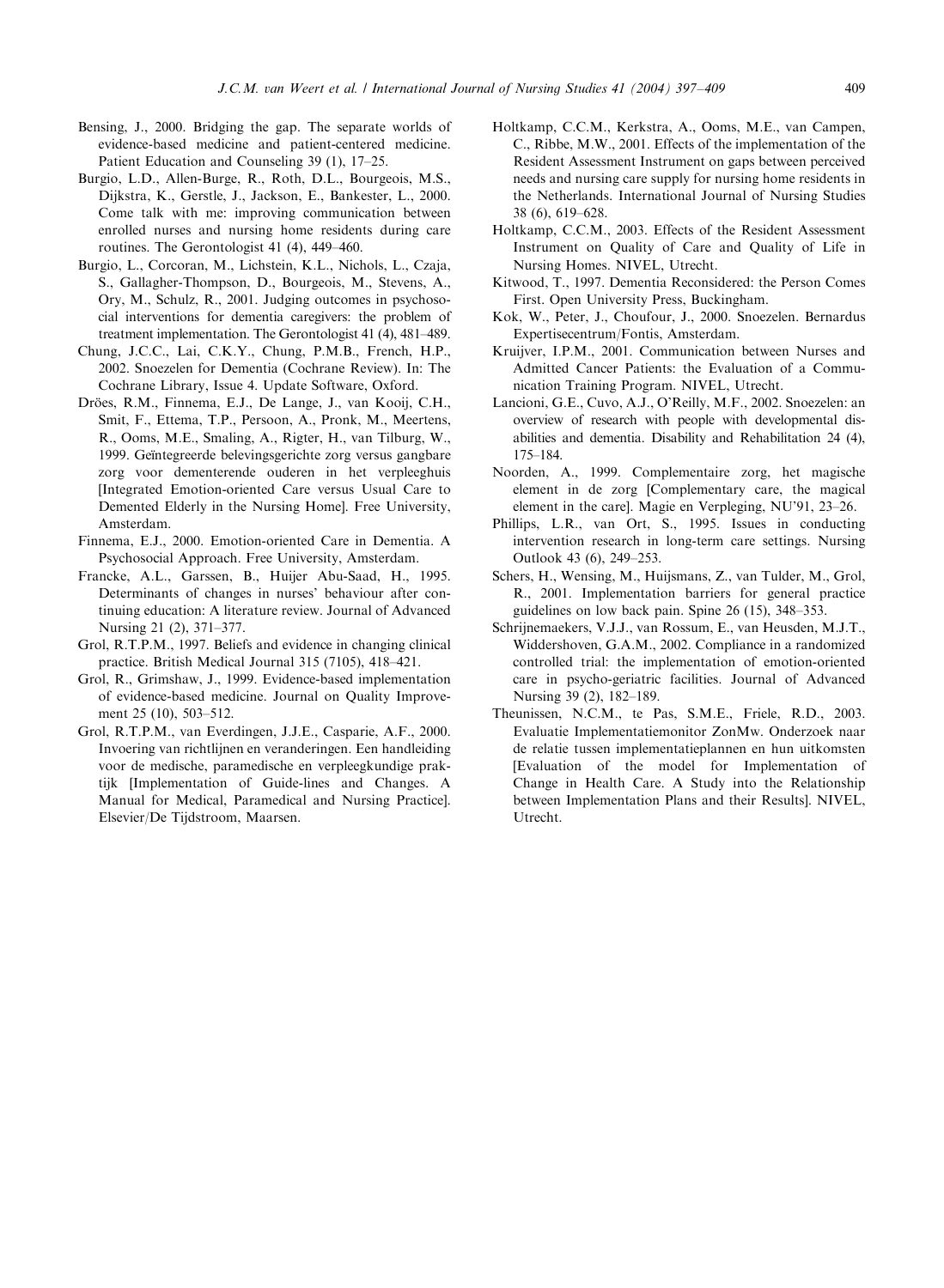Bensing, J., 2000. Bridging the gap. The separate worlds of evidence-based medicine and patient-centered medicine. Patient Education and Counseling 39 (1), 17–25.

Burgio, L.D., Allen-Burge, R., Roth, D.L., Bourgeois, M.S., Dijkstra, K., Gerstle, J., Jackson, E., Bankester, L., 2000. Come talk with me: improving communication between enrolled nurses and nursing home residents during care routines. The Gerontologist 41 (4), 449–460.

Burgio, L., Corcoran, M., Lichstein, K.L., Nichols, L., Czaja, S., Gallagher-Thompson, D., Bourgeois, M., Stevens, A., Ory, M., Schulz, R., 2001. Judging outcomes in psychosocial interventions for dementia caregivers: the problem of treatment implementation. The Gerontologist 41 (4), 481–489.

Chung, J.C.C., Lai, C.K.Y., Chung, P.M.B., French, H.P., 2002. Snoezelen for Dementia (Cochrane Review). In: The Cochrane Library, Issue 4. Update Software, Oxford.

Dröes, R.M., Finnema, E.J., De Lange, J., van Kooij, C.H., Smit, F., Ettema, T.P., Persoon, A., Pronk, M., Meertens, R., Ooms, M.E., Smaling, A., Rigter, H., van Tilburg, W., 1999. Geïntegreerde belevingsgerichte zorg versus gangbare zorg voor dementerende ouderen in het verpleeghuis [Integrated Emotion-oriented Care versus Usual Care to Demented Elderly in the Nursing Home]. Free University, Amsterdam.

Finnema, E.J., 2000. Emotion-oriented Care in Dementia. A Psychosocial Approach. Free University, Amsterdam.

Francke, A.L., Garssen, B., Huijer Abu-Saad, H., 1995. Determinants of changes in nurses' behaviour after continuing education: A literature review. Journal of Advanced Nursing 21 (2), 371–377.

Grol, R.T.P.M., 1997. Beliefs and evidence in changing clinical practice. British Medical Journal 315 (7105), 418–421.

Grol, R., Grimshaw, J., 1999. Evidence-based implementation of evidence-based medicine. Journal on Quality Improvement 25 (10), 503–512.

Grol, R.T.P.M., van Everdingen, J.J.E., Casparie, A.F., 2000. Invoering van richtlijnen en veranderingen. Een handleiding voor de medische, paramedische en verpleegkundige praktijk [Implementation of Guide-lines and Changes. A Manual for Medical, Paramedical and Nursing Practice]. Elsevier/De Tijdstroom, Maarsen.

Holtkamp, C.C.M., Kerkstra, A., Ooms, M.E., van Campen, C., Ribbe, M.W., 2001. Effects of the implementation of the Resident Assessment Instrument on gaps between perceived needs and nursing care supply for nursing home residents in the Netherlands. International Journal of Nursing Studies 38 (6), 619–628.

Holtkamp, C.C.M., 2003. Effects of the Resident Assessment Instrument on Quality of Care and Quality of Life in Nursing Homes. NIVEL, Utrecht.

Kitwood, T., 1997. Dementia Reconsidered: the Person Comes First. Open University Press, Buckingham.

Kok, W., Peter, J., Choufour, J., 2000. Snoezelen. Bernardus Expertisecentrum/Fontis, Amsterdam.

Kruijver, I.P.M., 2001. Communication between Nurses and Admitted Cancer Patients: the Evaluation of a Communication Training Program. NIVEL, Utrecht.

Lancioni, G.E., Cuvo, A.J., O'Reilly, M.F., 2002. Snoezelen: an overview of research with people with developmental disabilities and dementia. Disability and Rehabilitation 24 (4), 175–184.

Noorden, A., 1999. Complementaire zorg, het magische element in de zorg [Complementary care, the magical element in the care]. Magie en Verpleging, NU'91, 23–26.

Phillips, L.R., van Ort, S., 1995. Issues in conducting intervention research in long-term care settings. Nursing Outlook 43 (6), 249–253.

Schers, H., Wensing, M., Huijsmans, Z., van Tulder, M., Grol, R., 2001. Implementation barriers for general practice guidelines on low back pain. Spine 26 (15), 348–353.

Schrijnemaekers, V.J.J., van Rossum, E., van Heusden, M.J.T., Widdershoven, G.A.M., 2002. Compliance in a randomized controlled trial: the implementation of emotion-oriented care in psycho-geriatric facilities. Journal of Advanced Nursing 39 (2), 182–189.

Theunissen, N.C.M., te Pas, S.M.E., Friele, R.D., 2003. Evaluatie Implementatiemonitor ZonMw. Onderzoek naar de relatie tussen implementatieplannen en hun uitkomsten [Evaluation of the model for Implementation of Change in Health Care. A Study into the Relationship between Implementation Plans and their Results]. NIVEL, Utrecht.